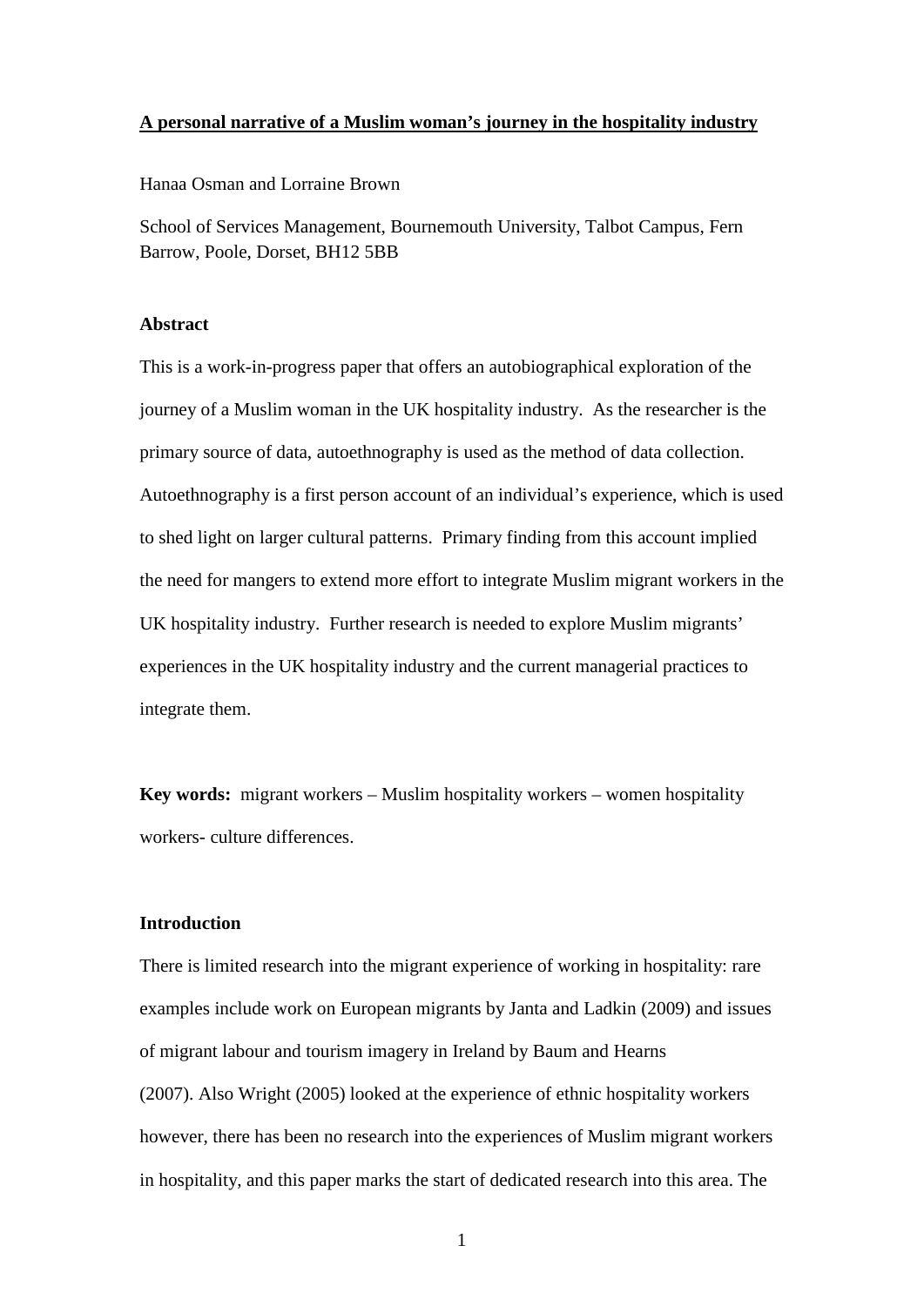**A personal narrative of a Muslim woman's journey in the hospitality industry**

Hanaa Osman and Lorraine Brown

School of Services Management, Bournemouth University, Talbot Campus, Fern Barrow, Poole, Dorset, BH12 5BB

## Abstract

This is a work-in-progress paper that offers an autobiographical exploration of the journey of a Muslim woman in the UK hospitality industry. As the researcher is the primary source of data, autoethnography is used as the method of data collection. Autoethnography is a first person account of an individual's experience, which is used to shed light on larger cultural patterns. Primary finding from this account implied the need for mangers to extend more effort to integrate Muslim migrant workers in the UK hospitality industry. Further research is needed to explore Muslim migrants' experiences in the UK hospitality industry and the current managerial practices to integrate them.

**Key words:** migrant workers – Muslim hospitality workers – women hospitality workers- culture differences.

## Introduction

There is limited research into the migrant experience of working in hospitality: rare examples include work on European migrants by Janta and Ladkin (2009) and issues of migrant labour and tourism imagery in Ireland by Baum and Hearns (2007). Also Wright (2005) looked at the experience of ethnic hospitality workers however, there has been no research into the experiences of Muslim migrant workers in hospitality, and this paper marks the start of dedicated research into this area. The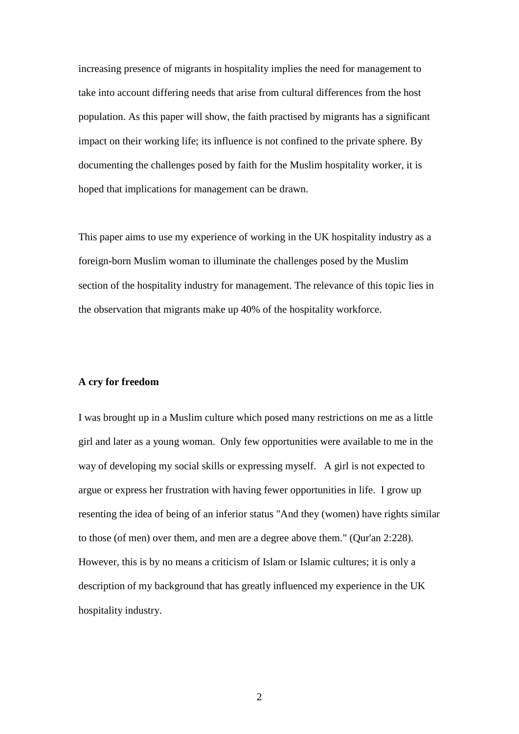increasing presence of migrants in hospitality implies the need for management to take into account differing needs that arise from cultural differences from the host population. As this paper will show, the faith practised by migrants has a significant impact on their working life; its influence is not confined to the private sphere. By documenting the challenges posed by faith for the Muslim hospitality worker, it is hoped that implications for management can be drawn.

This paper aims to use my experience of working in the UK hospitality industry as a foreign-born Muslim woman to illuminate the challenges posed by the Muslim section of the hospitality industry for management. The relevance of this topic lies in the observation that migrants make up 40% of the hospitality workforce.

**A cry for freedom**

I was brought up in a Muslim culture which posed many restrictions on me as a little girl and later as a young woman. Only few opportunities were available to me in the way of developing my social skills or expressing myself. A girl is not expected to argue or express her frustration with having fewer opportunities in life. I grow up resenting the idea of being of an inferior status "And they (women) have rights similar to those (of men) over them, and men are a degree above them." (Qur'an 2:228). However, this is by no means a criticism of Islam or Islamic cultures; it is only a description of my background that has greatly influenced my experience in the UK hospitality industry.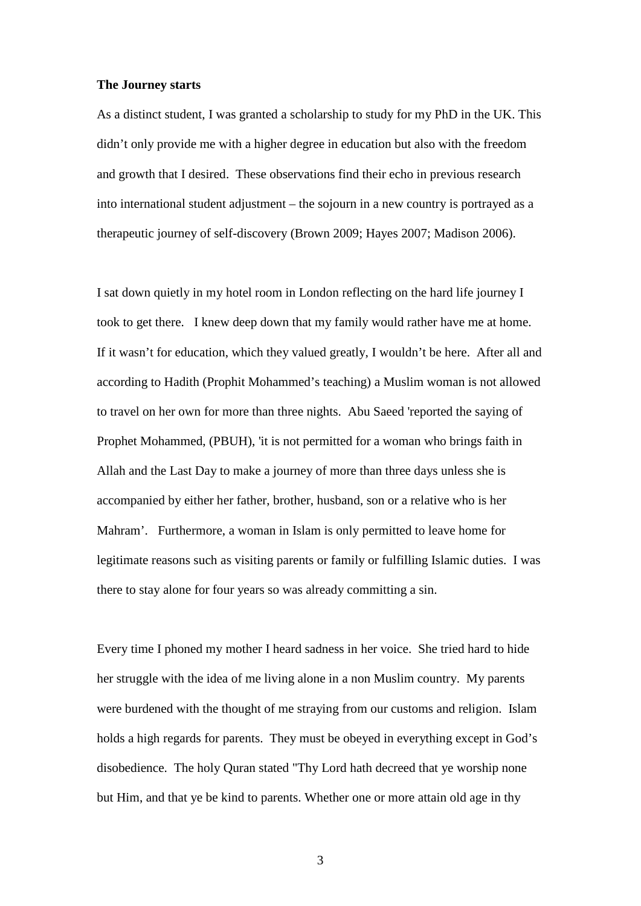**The Journey starts**

As a distinct student, I was granted a scholarship to study for my PhD in the UK. This didn't only provide me with a higher degree in education but also with the freedom and growth that I desired. These observations find their echo in previous research into international student adjustment – the sojourn in a new country is portrayed as a therapeutic journey of self-discovery (Brown 2009; Hayes 2007; Madison 2006).

I sat down quietly in my hotel room in London reflecting on the hard life journey I took to get there. I knew deep down that my family would rather have me at home. If it wasn't for education, which they valued greatly, I wouldn't be here. After all and according to Hadith (Prophit Mohammed's teaching) a Muslim woman is not allowed to travel on her own for more than three nights. Abu Saeed 'reported the saying of Prophet Mohammed, (PBUH), 'it is not permitted for a woman who brings faith in Allah and the Last Day to make a journey of more than three days unless she is accompanied by either her father, brother, husband, son or a relative who is her Mahram'. Furthermore, a woman in Islam is only permitted to leave home for legitimate reasons such as visiting parents or family or fulfilling Islamic duties. I was there to stay alone for four years so was already committing a sin.

Every time I phoned my mother I heard sadness in her voice. She tried hard to hide her struggle with the idea of me living alone in a non Muslim country. My parents were burdened with the thought of me straying from our customs and religion. Islam holds a high regards for parents. They must be obeyed in everything except in God's disobedience. The holy Quran stated "Thy Lord hath decreed that ye worship none but Him, and that ye be kind to parents. Whether one or more attain old age in thy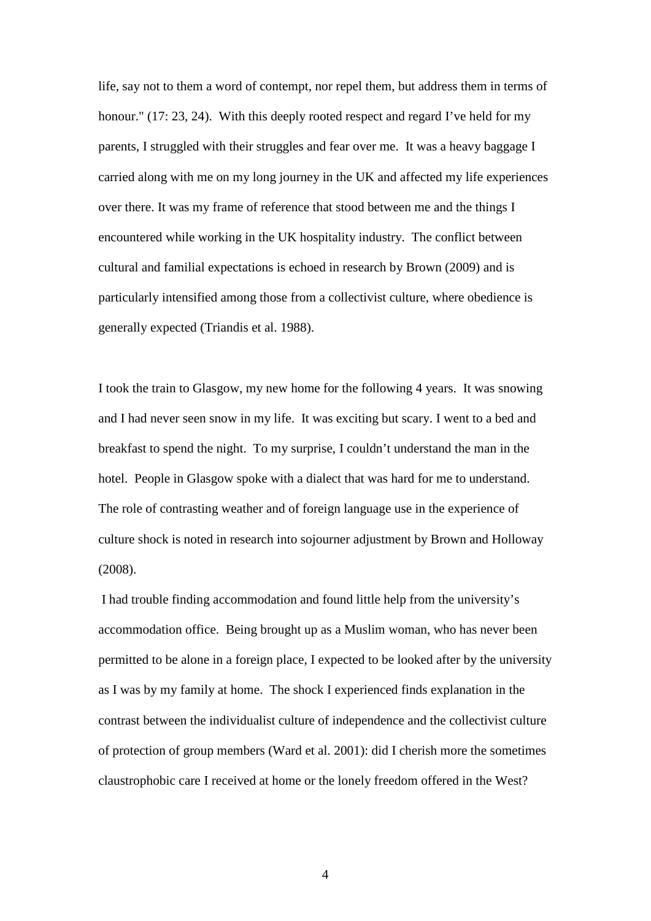life, say not to them a word of contempt, nor repel them, but address them in terms of honour." (17: 23, 24). With this deeply rooted respect and regard I've held for my parents, I struggled with their struggles and fear over me. It was a heavy baggage I carried along with me on my long journey in the UK and affected my life experiences over there. It was my frame of reference that stood between me and the things I encountered while working in the UK hospitality industry. The conflict between cultural and familial expectations is echoed in research by Brown (2009) and is particularly intensified among those from a collectivist culture, where obedience is generally expected (Triandis et al. 1988).

I took the train to Glasgow, my new home for the following 4 years. It was snowing and I had never seen snow in my life. It was exciting but scary. I went to a bed and breakfast to spend the night. To my surprise, I couldn't understand the man in the hotel. People in Glasgow spoke with a dialect that was hard for me to understand. The role of contrasting weather and of foreign language use in the experience of culture shock is noted in research into sojourner adjustment by Brown and Holloway (2008).

I had trouble finding accommodation and found little help from the university's accommodation office. Being brought up as a Muslim woman, who has never been permitted to be alone in a foreign place, I expected to be looked after by the university as I was by my family at home. The shock I experienced finds explanation in the contrast between the individualist culture of independence and the collectivist culture of protection of group members (Ward et al. 2001): did I cherish more the sometimes claustrophobic care I received at home or the lonely freedom offered in the West?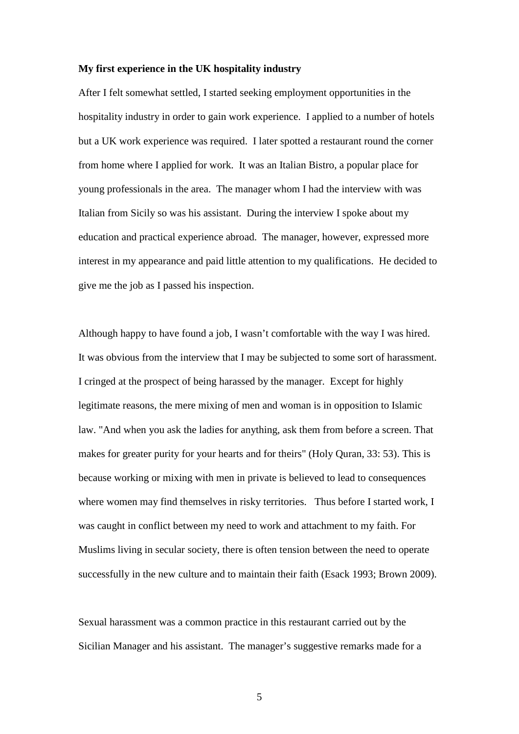**My first experience in the UK hospitality industry**

After I felt somewhat settled, I started seeking employment opportunities in the hospitality industry in order to gain work experience. I applied to a number of hotels but a UK work experience was required. I later spotted a restaurant round the corner from home where I applied for work. It was an Italian Bistro, a popular place for young professionals in the area. The manager whom I had the interview with was Italian from Sicily so was his assistant. During the interview I spoke about my education and practical experience abroad. The manager, however, expressed more interest in my appearance and paid little attention to my qualifications. He decided to give me the job as I passed his inspection.

Although happy to have found a job, I wasn't comfortable with the way I was hired. It was obvious from the interview that I may be subjected to some sort of harassment. I cringed at the prospect of being harassed by the manager. Except for highly legitimate reasons, the mere mixing of men and woman is in opposition to Islamic law. "And when you ask the ladies for anything, ask them from before a screen. That makes for greater purity for your hearts and for theirs" (Holy Quran, 33: 53). This is because working or mixing with men in private is believed to lead to consequences where women may find themselves in risky territories. Thus before I started work, I was caught in conflict between my need to work and attachment to my faith. For Muslims living in secular society, there is often tension between the need to operate successfully in the new culture and to maintain their faith (Esack 1993; Brown 2009).

Sexual harassment was a common practice in this restaurant carried out by the Sicilian Manager and his assistant. The manager's suggestive remarks made for a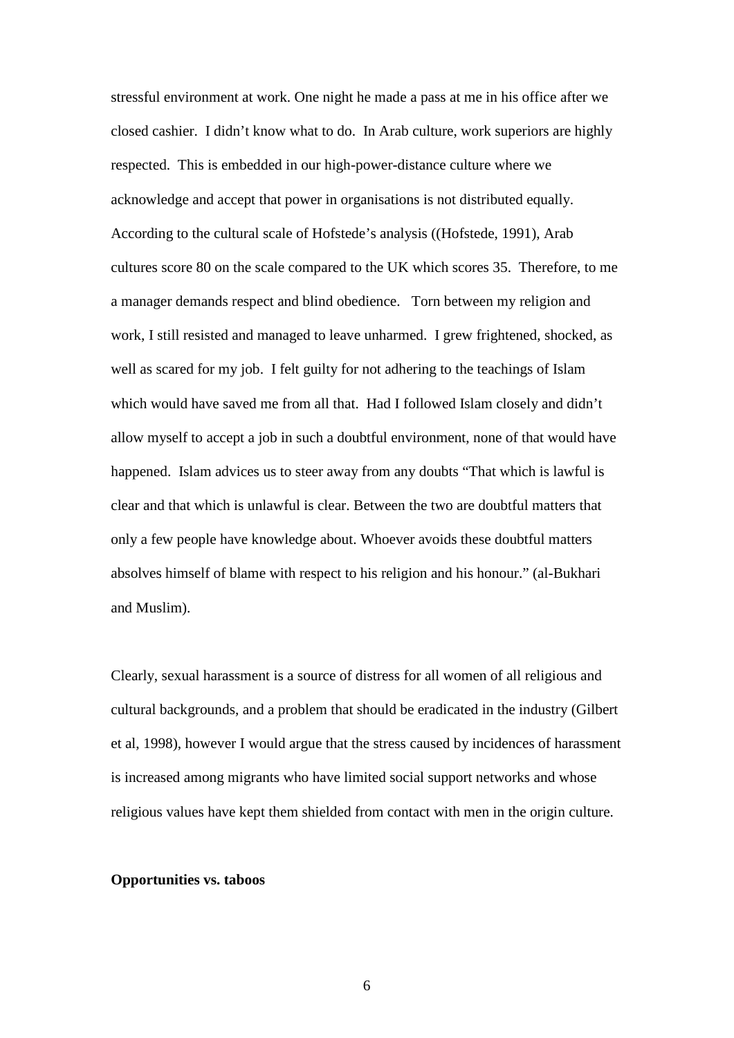stressful environment at work. One night he made a pass at me in his office after we closed cashier. I didn't know what to do. In Arab culture, work superiors are highly respected. This is embedded in our high-power-distance culture where we acknowledge and accept that power in organisations is not distributed equally. According to the cultural scale of Hofstede's analysis ((Hofstede, 1991), Arab cultures score 80 on the scale compared to the UK which scores 35. Therefore, to me a manager demands respect and blind obedience. Torn between my religion and work, I still resisted and managed to leave unharmed. I grew frightened, shocked, as well as scared for my job. I felt guilty for not adhering to the teachings of Islam which would have saved me from all that. Had I followed Islam closely and didn't allow myself to accept a job in such a doubtful environment, none of that would have happened. Islam advices us to steer away from any doubts "That which is lawful is clear and that which is unlawful is clear. Between the two are doubtful matters that only a few people have knowledge about. Whoever avoids these doubtful matters absolves himself of blame with respect to his religion and his honour." (al-Bukhari and Muslim).

Clearly, sexual harassment is a source of distress for all women of all religious and cultural backgrounds, and a problem that should be eradicated in the industry (Gilbert et al, 1998), however I would argue that the stress caused by incidences of harassment is increased among migrants who have limited social support networks and whose religious values have kept them shielded from contact with men in the origin culture.

**Opportunities vs. taboos**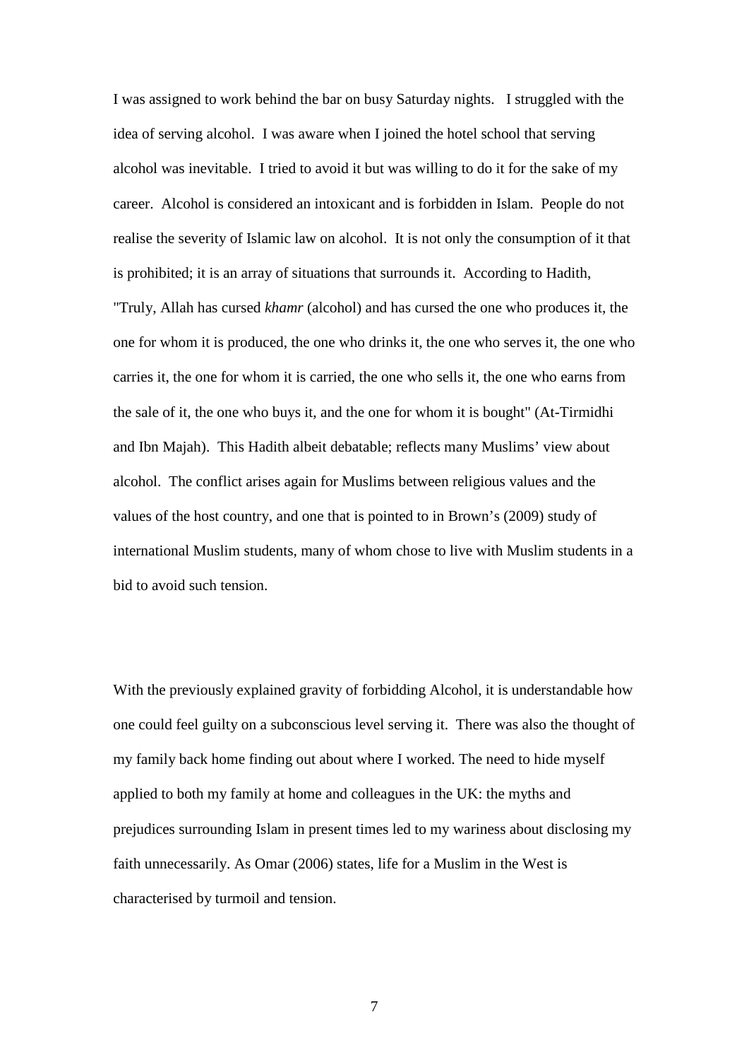I was assigned to work behind the bar on busy Saturday nights. I struggled with the idea of serving alcohol. I was aware when I joined the hotel school that serving alcohol was inevitable. I tried to avoid it but was willing to do it for the sake of my career. Alcohol is considered an intoxicant and is forbidden in Islam. People do not realise the severity of Islamic law on alcohol. It is not only the consumption of it that is prohibited; it is an array of situations that surrounds it. According to Hadith, "Truly, Allah has cursed *khamr* (alcohol) and has cursed the one who produces it, the one for whom it is produced, the one who drinks it, the one who serves it, the one who carries it, the one for whom it is carried, the one who sells it, the one who earns from the sale of it, the one who buys it, and the one for whom it is bought" (At-Tirmidhi and Ibn Majah). This Hadith albeit debatable; reflects many Muslims' view about alcohol. The conflict arises again for Muslims between religious values and the values of the host country, and one that is pointed to in Brown's (2009) study of international Muslim students, many of whom chose to live with Muslim students in a bid to avoid such tension.

With the previously explained gravity of forbidding Alcohol, it is understandable how one could feel guilty on a subconscious level serving it. There was also the thought of my family back home finding out about where I worked. The need to hide myself applied to both my family at home and colleagues in the UK: the myths and prejudices surrounding Islam in present times led to my wariness about disclosing my faith unnecessarily. As Omar (2006) states, life for a Muslim in the West is characterised by turmoil and tension.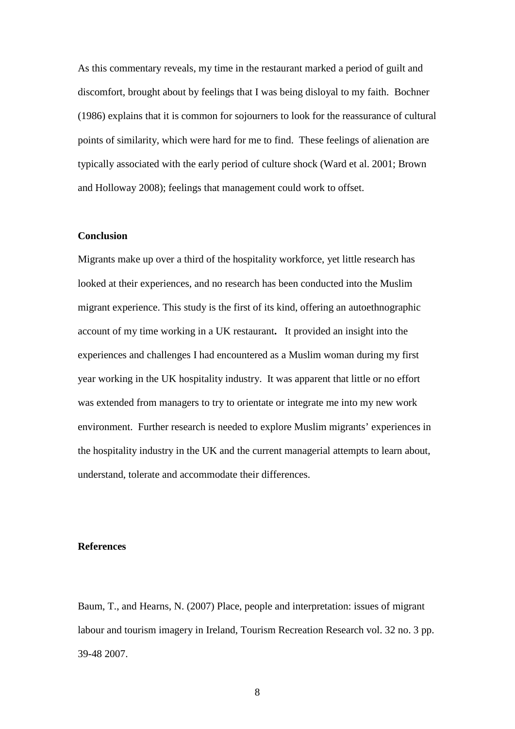As this commentary reveals, my time in the restaurant marked a period of guilt and discomfort, brought about by feelings that I was being disloyal to my faith. Bochner (1986) explains that it is common for sojourners to look for the reassurance of cultural points of similarity, which were hard for me to find. These feelings of alienation are typically associated with the early period of culture shock (Ward et al. 2001; Brown and Holloway 2008); feelings that management could work to offset.

## Conclusion

Migrants make up over a third of the hospitality workforce, yet little research has looked at their experiences, and no research has been conducted into the Muslim migrant experience. This study is the first of its kind, offering an autoethnographic account of my time working in a UK restaurant**.** It provided an insight into the experiences and challenges I had encountered as a Muslim woman during my first year working in the UK hospitality industry. It was apparent that little or no effort was extended from managers to try to orientate or integrate me into my new work environment. Further research is needed to explore Muslim migrants' experiences in the hospitality industry in the UK and the current managerial attempts to learn about, understand, tolerate and accommodate their differences.

## References

Baum, T., and Hearns, N. (2007) Place, people and interpretation: issues of migrant labour and tourism imagery in Ireland, Tourism Recreation Research vol. 32 no. 3 pp. 39-48 2007.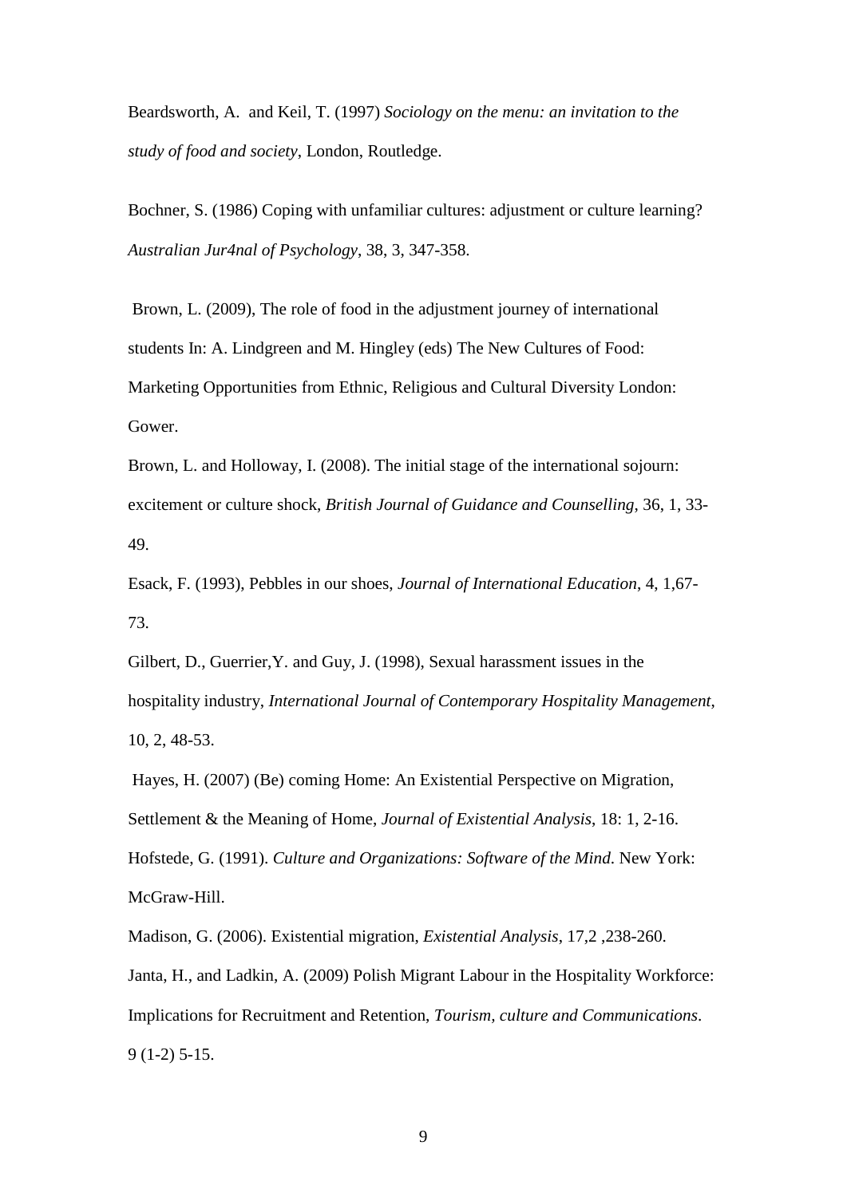Beardsworth, A.  and Keil, T. (1997) *Sociology on the menu: an invitation to the study of food and society*, London, Routledge.

Bochner, S. (1986) Coping with unfamiliar cultures: adjustment or culture learning? *Australian Jur4nal of Psychology*, 38, 3, 347-358.

Brown, L. (2009), The role of food in the adjustment journey of international students In: A. Lindgreen and M. Hingley (eds) The New Cultures of Food: Marketing Opportunities from Ethnic, Religious and Cultural Diversity London: Gower.

Brown, L. and Holloway, I. (2008). The initial stage of the international sojourn: excitement or culture shock, *British Journal of Guidance and Counselling*, 36, 1, 33-49.

Esack, F. (1993), Pebbles in our shoes, *Journal of International Education*, 4, 1,67-73.

Gilbert, D., Guerrier,Y. and Guy, J. (1998), Sexual harassment issues in the hospitality industry, *International Journal of Contemporary Hospitality Management*, 10, 2, 48-53.

Hayes, H. (2007) (Be) coming Home: An Existential Perspective on Migration, Settlement & the Meaning of Home, *Journal of Existential Analysis*, 18: 1, 2-16.

Hofstede, G. (1991). *Culture and Organizations: Software of the Mind*. New York: McGraw-Hill.

Madison, G. (2006). Existential migration, *Existential Analysis*, 17,2 ,238-260.

Janta, H., and Ladkin, A. (2009) Polish Migrant Labour in the Hospitality Workforce: Implications for Recruitment and Retention, *Tourism, culture and Communications*. 9 (1-2) 5-15.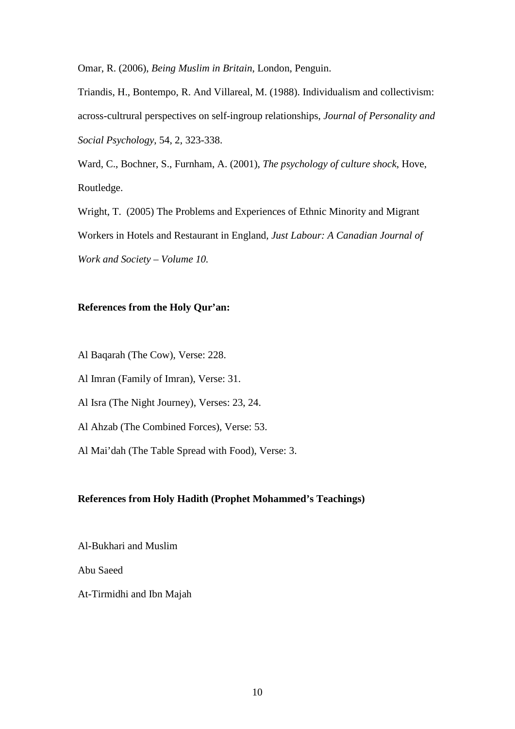Omar, R. (2006), *Being Muslim in Britain*, London, Penguin.

Triandis, H., Bontempo, R. And Villareal, M. (1988). Individualism and collectivism: across-cultrural perspectives on self-ingroup relationships, *Journal of Personality and Social Psychology*, 54, 2, 323-338.

Ward, C., Bochner, S., Furnham, A. (2001), *The psychology of culture shock*, Hove, Routledge.

Wright, T. (2005) The Problems and Experiences of Ethnic Minority and Migrant Workers in Hotels and Restaurant in England, *Just Labour: A Canadian Journal of Work and Society – Volume 10.*

**References from the Holy Qur'an:**

Al Baqarah (The Cow), Verse: 228.

Al Imran (Family of Imran), Verse: 31.

Al Isra (The Night Journey), Verses: 23, 24.

Al Ahzab (The Combined Forces), Verse: 53.

Al Mai'dah (The Table Spread with Food), Verse: 3.

**References from Holy Hadith (Prophet Mohammed's Teachings)**

Al-Bukhari and Muslim

Abu Saeed

At-Tirmidhi and Ibn Majah